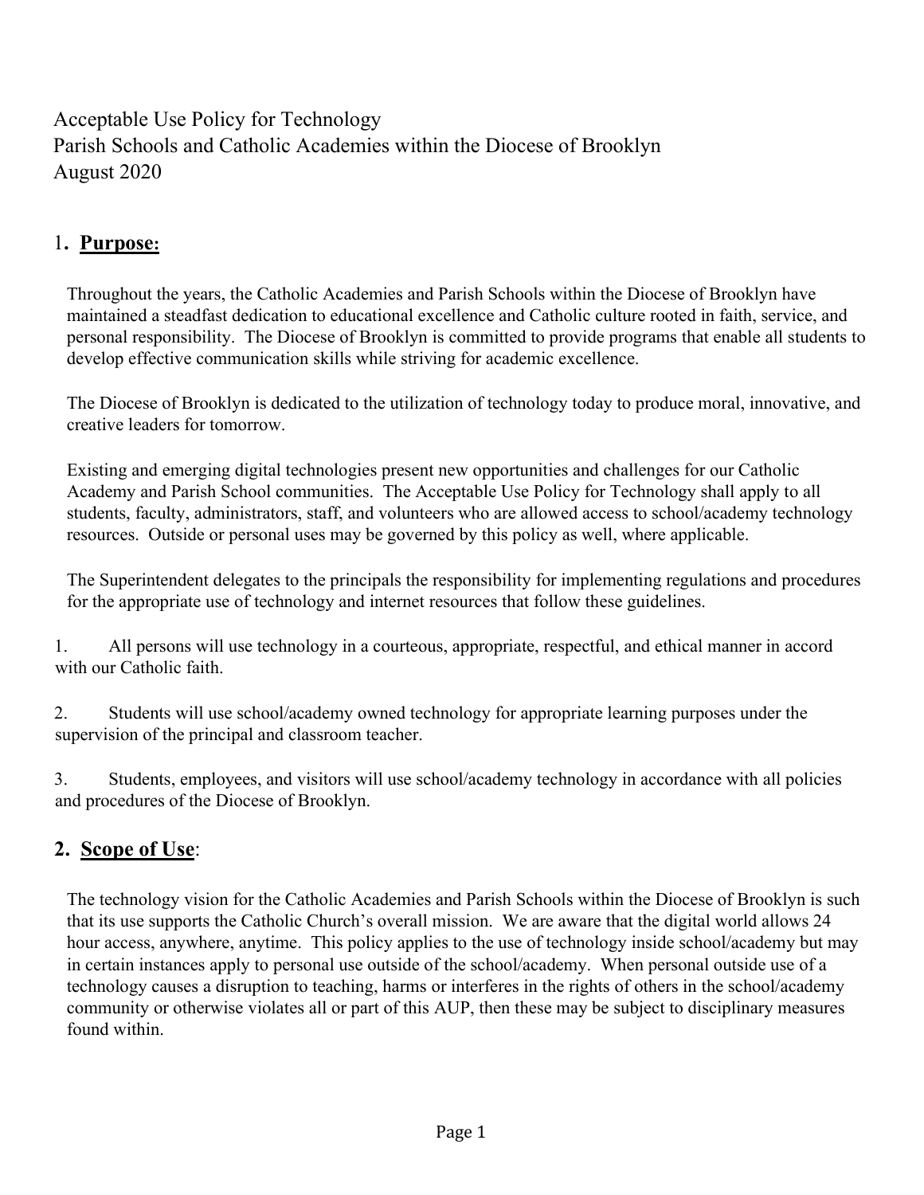# Acceptable Use Policy for Technology
# Parish Schools and Catholic Academies within the Diocese of Brooklyn
# August 2020

## 1. **Purpose:**

Throughout the years, the Catholic Academies and Parish Schools within the Diocese of Brooklyn have maintained a steadfast dedication to educational excellence and Catholic culture rooted in faith, service, and personal responsibility. The Diocese of Brooklyn is committed to provide programs that enable all students to develop effective communication skills while striving for academic excellence.

The Diocese of Brooklyn is dedicated to the utilization of technology today to produce moral, innovative, and creative leaders for tomorrow.

Existing and emerging digital technologies present new opportunities and challenges for our Catholic Academy and Parish School communities. The Acceptable Use Policy for Technology shall apply to all students, faculty, administrators, staff, and volunteers who are allowed access to school/academy technology resources. Outside or personal uses may be governed by this policy as well, where applicable.

The Superintendent delegates to the principals the responsibility for implementing regulations and procedures for the appropriate use of technology and internet resources that follow these guidelines.

1. All persons will use technology in a courteous, appropriate, respectful, and ethical manner in accord with our Catholic faith.

2. Students will use school/academy owned technology for appropriate learning purposes under the supervision of the principal and classroom teacher.

3. Students, employees, and visitors will use school/academy technology in accordance with all policies and procedures of the Diocese of Brooklyn.

## 2. **Scope of Use**:

The technology vision for the Catholic Academies and Parish Schools within the Diocese of Brooklyn is such that its use supports the Catholic Church's overall mission. We are aware that the digital world allows 24 hour access, anywhere, anytime. This policy applies to the use of technology inside school/academy but may in certain instances apply to personal use outside of the school/academy. When personal outside use of a technology causes a disruption to teaching, harms or interferes in the rights of others in the school/academy community or otherwise violates all or part of this AUP, then these may be subject to disciplinary measures found within.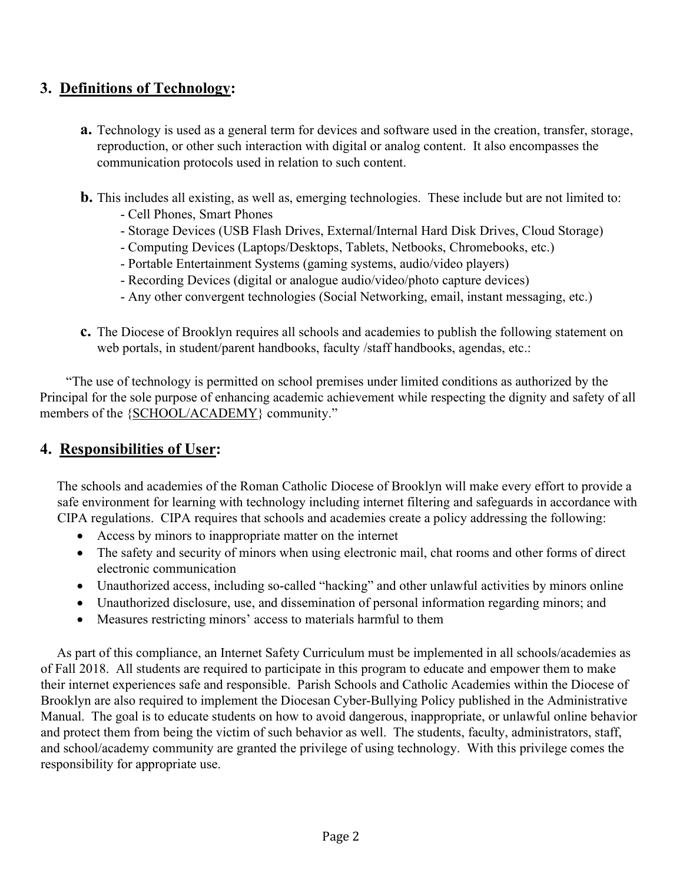## 3. <u>Definitions of Technology</u>:

**a.** Technology is used as a general term for devices and software used in the creation, transfer, storage, reproduction, or other such interaction with digital or analog content. It also encompasses the communication protocols used in relation to such content.

**b.** This includes all existing, as well as, emerging technologies. These include but are not limited to:

- Cell Phones, Smart Phones
- Storage Devices (USB Flash Drives, External/Internal Hard Disk Drives, Cloud Storage)
- Computing Devices (Laptops/Desktops, Tablets, Netbooks, Chromebooks, etc.)
- Portable Entertainment Systems (gaming systems, audio/video players)
- Recording Devices (digital or analogue audio/video/photo capture devices)
- Any other convergent technologies (Social Networking, email, instant messaging, etc.)

**c.** The Diocese of Brooklyn requires all schools and academies to publish the following statement on web portals, in student/parent handbooks, faculty /staff handbooks, agendas, etc.:

"The use of technology is permitted on school premises under limited conditions as authorized by the Principal for the sole purpose of enhancing academic achievement while respecting the dignity and safety of all members of the {<u>SCHOOL/ACADEMY</u>} community."

## 4. <u>Responsibilities of User</u>:

The schools and academies of the Roman Catholic Diocese of Brooklyn will make every effort to provide a safe environment for learning with technology including internet filtering and safeguards in accordance with CIPA regulations. CIPA requires that schools and academies create a policy addressing the following:

- Access by minors to inappropriate matter on the internet
- The safety and security of minors when using electronic mail, chat rooms and other forms of direct electronic communication
- Unauthorized access, including so-called "hacking" and other unlawful activities by minors online
- Unauthorized disclosure, use, and dissemination of personal information regarding minors; and
- Measures restricting minors' access to materials harmful to them

As part of this compliance, an Internet Safety Curriculum must be implemented in all schools/academies as of Fall 2018. All students are required to participate in this program to educate and empower them to make their internet experiences safe and responsible. Parish Schools and Catholic Academies within the Diocese of Brooklyn are also required to implement the Diocesan Cyber-Bullying Policy published in the Administrative Manual. The goal is to educate students on how to avoid dangerous, inappropriate, or unlawful online behavior and protect them from being the victim of such behavior as well. The students, faculty, administrators, staff, and school/academy community are granted the privilege of using technology. With this privilege comes the responsibility for appropriate use.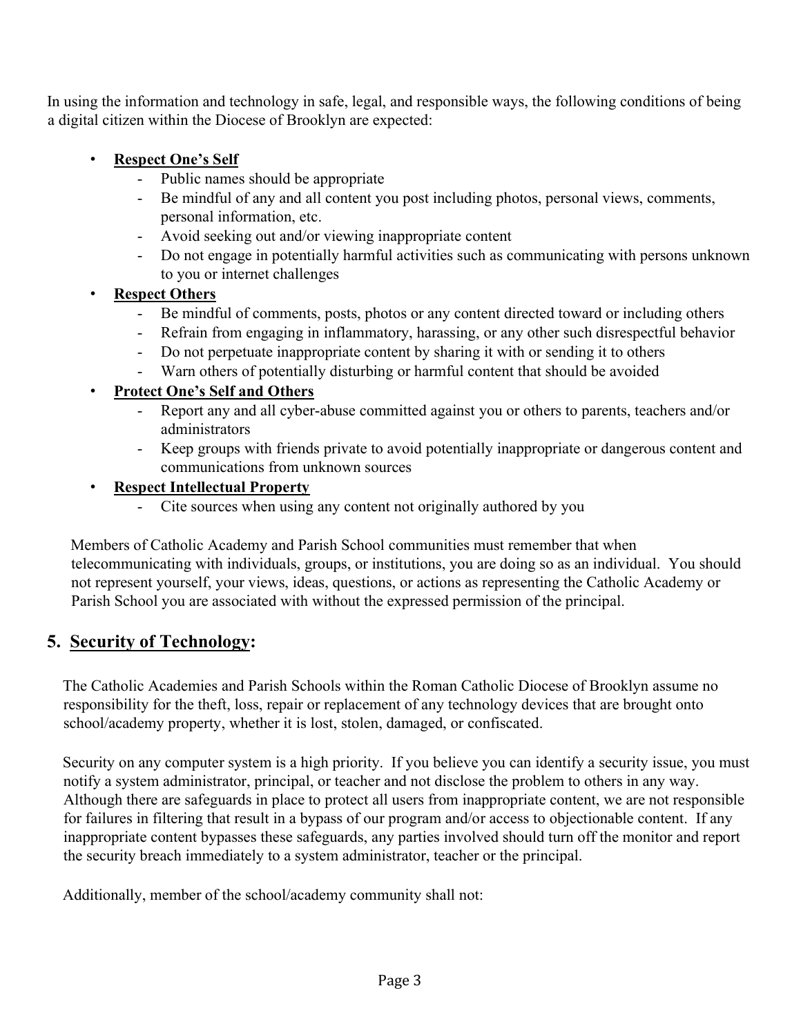In using the information and technology in safe, legal, and responsible ways, the following conditions of being a digital citizen within the Diocese of Brooklyn are expected:

- **Respect One's Self**
  - Public names should be appropriate
  - Be mindful of any and all content you post including photos, personal views, comments, personal information, etc.
  - Avoid seeking out and/or viewing inappropriate content
  - Do not engage in potentially harmful activities such as communicating with persons unknown to you or internet challenges
- **Respect Others**
  - Be mindful of comments, posts, photos or any content directed toward or including others
  - Refrain from engaging in inflammatory, harassing, or any other such disrespectful behavior
  - Do not perpetuate inappropriate content by sharing it with or sending it to others
  - Warn others of potentially disturbing or harmful content that should be avoided
- **Protect One's Self and Others**
  - Report any and all cyber-abuse committed against you or others to parents, teachers and/or administrators
  - Keep groups with friends private to avoid potentially inappropriate or dangerous content and communications from unknown sources
- **Respect Intellectual Property**
  - Cite sources when using any content not originally authored by you

Members of Catholic Academy and Parish School communities must remember that when telecommunicating with individuals, groups, or institutions, you are doing so as an individual. You should not represent yourself, your views, ideas, questions, or actions as representing the Catholic Academy or Parish School you are associated with without the expressed permission of the principal.

## 5. Security of Technology:

The Catholic Academies and Parish Schools within the Roman Catholic Diocese of Brooklyn assume no responsibility for the theft, loss, repair or replacement of any technology devices that are brought onto school/academy property, whether it is lost, stolen, damaged, or confiscated.

Security on any computer system is a high priority. If you believe you can identify a security issue, you must notify a system administrator, principal, or teacher and not disclose the problem to others in any way. Although there are safeguards in place to protect all users from inappropriate content, we are not responsible for failures in filtering that result in a bypass of our program and/or access to objectionable content. If any inappropriate content bypasses these safeguards, any parties involved should turn off the monitor and report the security breach immediately to a system administrator, teacher or the principal.

Additionally, member of the school/academy community shall not: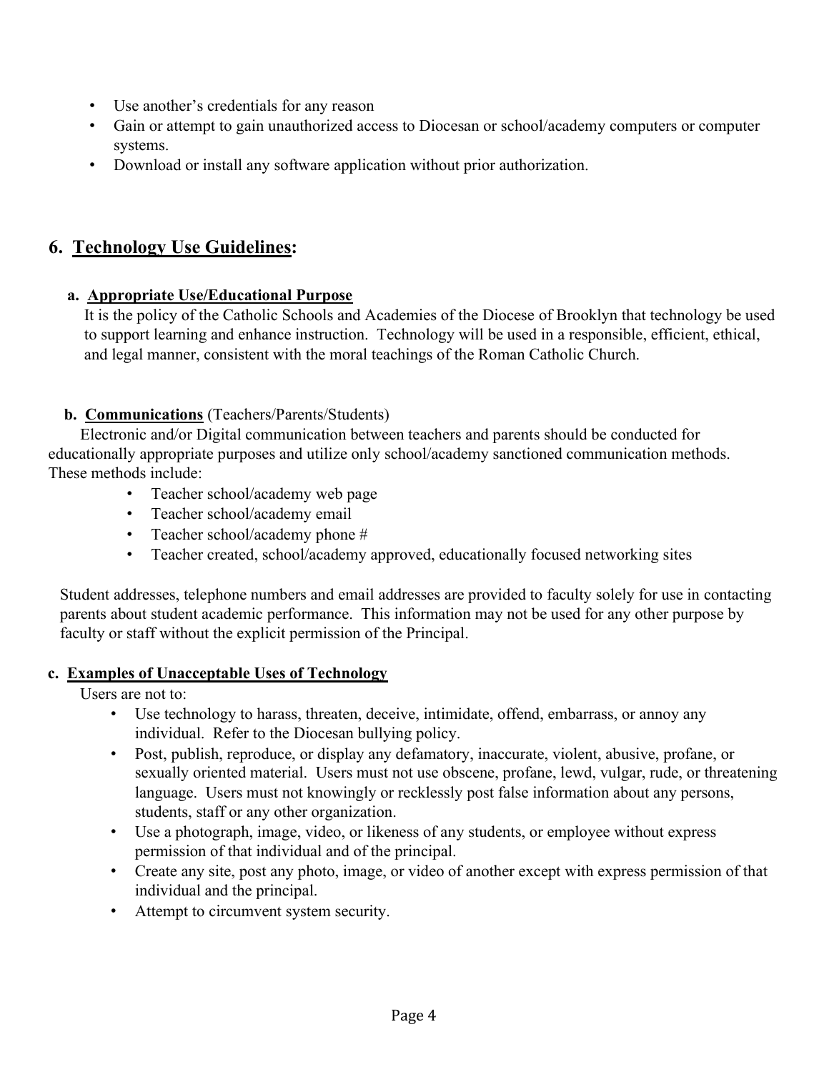- Use another's credentials for any reason
- Gain or attempt to gain unauthorized access to Diocesan or school/academy computers or computer systems.
- Download or install any software application without prior authorization.

## 6. <u>Technology Use Guidelines</u>:

### a. <u>Appropriate Use/Educational Purpose</u>

It is the policy of the Catholic Schools and Academies of the Diocese of Brooklyn that technology be used to support learning and enhance instruction. Technology will be used in a responsible, efficient, ethical, and legal manner, consistent with the moral teachings of the Roman Catholic Church.

### b. <u>Communications</u> (Teachers/Parents/Students)

Electronic and/or Digital communication between teachers and parents should be conducted for educationally appropriate purposes and utilize only school/academy sanctioned communication methods. These methods include:

- Teacher school/academy web page
- Teacher school/academy email
- Teacher school/academy phone #
- Teacher created, school/academy approved, educationally focused networking sites

Student addresses, telephone numbers and email addresses are provided to faculty solely for use in contacting parents about student academic performance. This information may not be used for any other purpose by faculty or staff without the explicit permission of the Principal.

### c. <u>Examples of Unacceptable Uses of Technology</u>

Users are not to:

- Use technology to harass, threaten, deceive, intimidate, offend, embarrass, or annoy any individual. Refer to the Diocesan bullying policy.
- Post, publish, reproduce, or display any defamatory, inaccurate, violent, abusive, profane, or sexually oriented material. Users must not use obscene, profane, lewd, vulgar, rude, or threatening language. Users must not knowingly or recklessly post false information about any persons, students, staff or any other organization.
- Use a photograph, image, video, or likeness of any students, or employee without express permission of that individual and of the principal.
- Create any site, post any photo, image, or video of another except with express permission of that individual and the principal.
- Attempt to circumvent system security.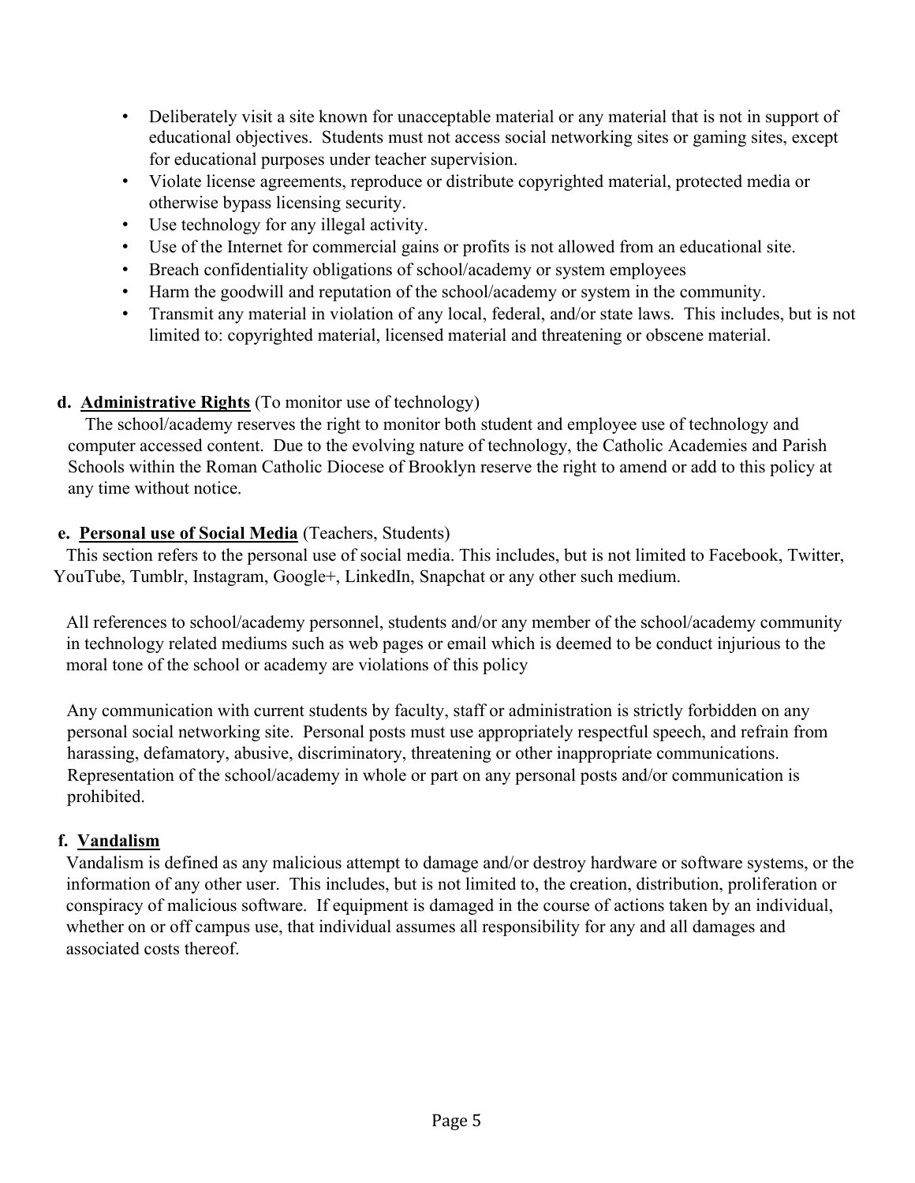- Deliberately visit a site known for unacceptable material or any material that is not in support of educational objectives. Students must not access social networking sites or gaming sites, except for educational purposes under teacher supervision.
- Violate license agreements, reproduce or distribute copyrighted material, protected media or otherwise bypass licensing security.
- Use technology for any illegal activity.
- Use of the Internet for commercial gains or profits is not allowed from an educational site.
- Breach confidentiality obligations of school/academy or system employees
- Harm the goodwill and reputation of the school/academy or system in the community.
- Transmit any material in violation of any local, federal, and/or state laws. This includes, but is not limited to: copyrighted material, licensed material and threatening or obscene material.

**d. Administrative Rights** (To monitor use of technology)

The school/academy reserves the right to monitor both student and employee use of technology and computer accessed content. Due to the evolving nature of technology, the Catholic Academies and Parish Schools within the Roman Catholic Diocese of Brooklyn reserve the right to amend or add to this policy at any time without notice.

**e. Personal use of Social Media** (Teachers, Students)

This section refers to the personal use of social media. This includes, but is not limited to Facebook, Twitter, YouTube, Tumblr, Instagram, Google+, LinkedIn, Snapchat or any other such medium.

All references to school/academy personnel, students and/or any member of the school/academy community in technology related mediums such as web pages or email which is deemed to be conduct injurious to the moral tone of the school or academy are violations of this policy

Any communication with current students by faculty, staff or administration is strictly forbidden on any personal social networking site. Personal posts must use appropriately respectful speech, and refrain from harassing, defamatory, abusive, discriminatory, threatening or other inappropriate communications. Representation of the school/academy in whole or part on any personal posts and/or communication is prohibited.

**f. Vandalism**

Vandalism is defined as any malicious attempt to damage and/or destroy hardware or software systems, or the information of any other user. This includes, but is not limited to, the creation, distribution, proliferation or conspiracy of malicious software. If equipment is damaged in the course of actions taken by an individual, whether on or off campus use, that individual assumes all responsibility for any and all damages and associated costs thereof.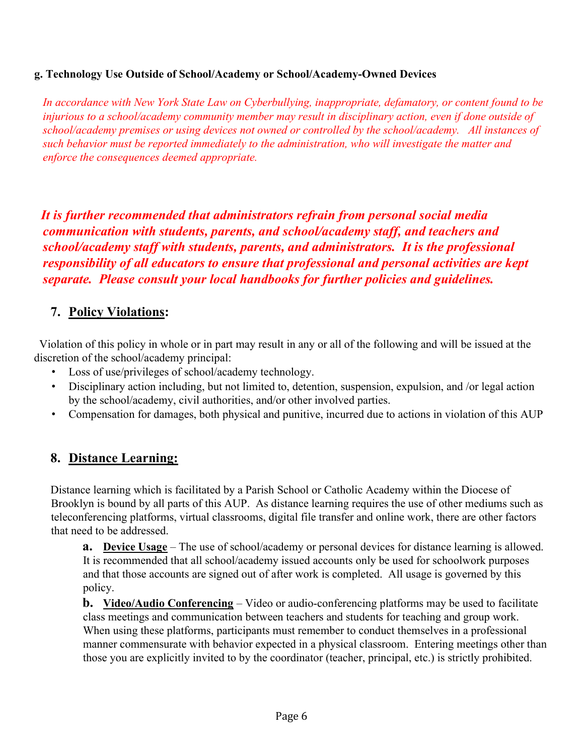**g. Technology Use Outside of School/Academy or School/Academy-Owned Devices**

*In accordance with New York State Law on Cyberbullying, inappropriate, defamatory, or content found to be injurious to a school/academy community member may result in disciplinary action, even if done outside of school/academy premises or using devices not owned or controlled by the school/academy. All instances of such behavior must be reported immediately to the administration, who will investigate the matter and enforce the consequences deemed appropriate.*

***It is further recommended that administrators refrain from personal social media communication with students, parents, and school/academy staff, and teachers and school/academy staff with students, parents, and administrators. It is the professional responsibility of all educators to ensure that professional and personal activities are kept separate. Please consult your local handbooks for further policies and guidelines.***

## 7. Policy Violations:

Violation of this policy in whole or in part may result in any or all of the following and will be issued at the discretion of the school/academy principal:

- Loss of use/privileges of school/academy technology.
- Disciplinary action including, but not limited to, detention, suspension, expulsion, and /or legal action by the school/academy, civil authorities, and/or other involved parties.
- Compensation for damages, both physical and punitive, incurred due to actions in violation of this AUP

## 8. Distance Learning:

Distance learning which is facilitated by a Parish School or Catholic Academy within the Diocese of Brooklyn is bound by all parts of this AUP. As distance learning requires the use of other mediums such as teleconferencing platforms, virtual classrooms, digital file transfer and online work, there are other factors that need to be addressed.

**a. Device Usage** – The use of school/academy or personal devices for distance learning is allowed. It is recommended that all school/academy issued accounts only be used for schoolwork purposes and that those accounts are signed out of after work is completed. All usage is governed by this policy.

**b. Video/Audio Conferencing** – Video or audio-conferencing platforms may be used to facilitate class meetings and communication between teachers and students for teaching and group work. When using these platforms, participants must remember to conduct themselves in a professional manner commensurate with behavior expected in a physical classroom. Entering meetings other than those you are explicitly invited to by the coordinator (teacher, principal, etc.) is strictly prohibited.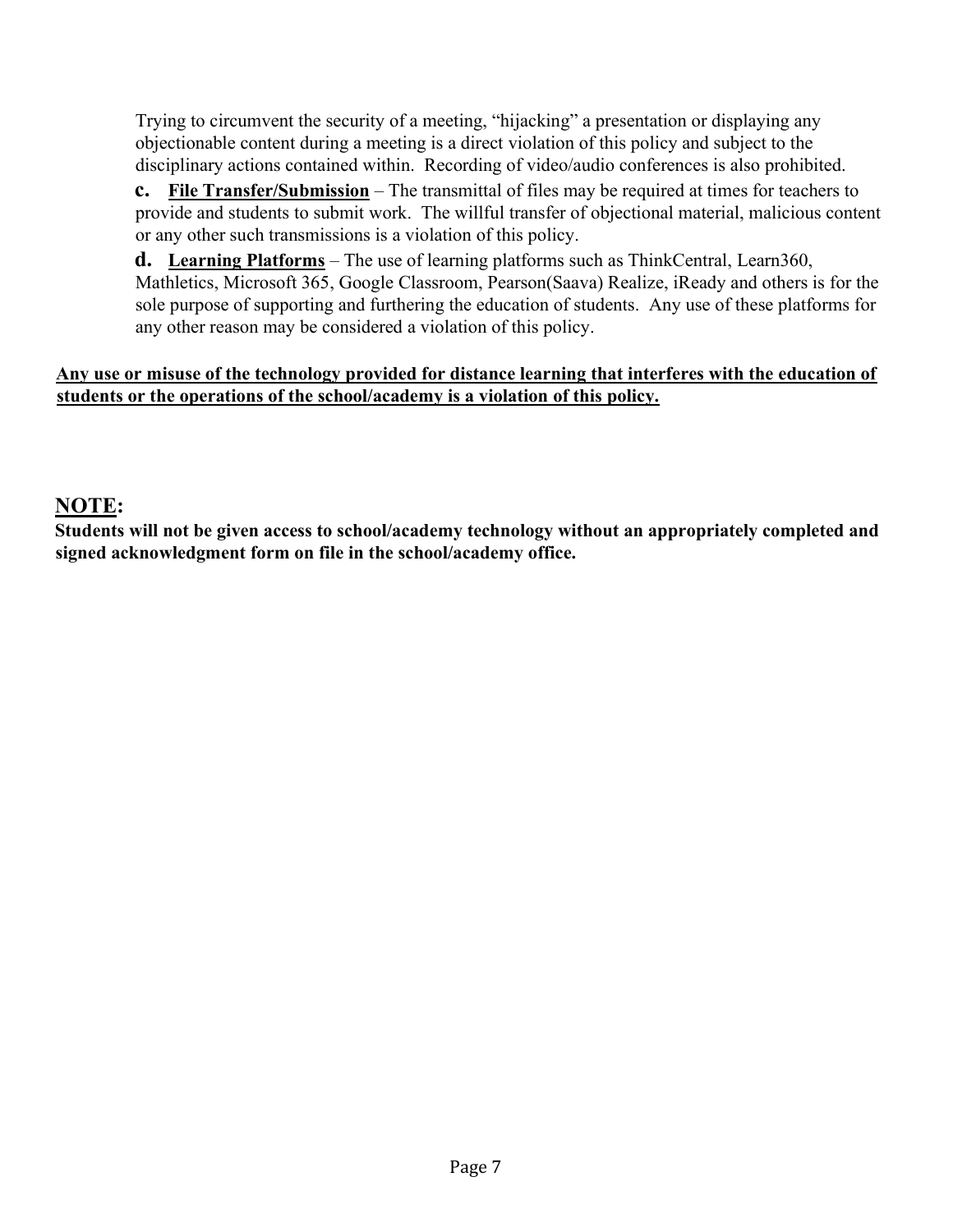Trying to circumvent the security of a meeting, "hijacking" a presentation or displaying any objectionable content during a meeting is a direct violation of this policy and subject to the disciplinary actions contained within. Recording of video/audio conferences is also prohibited.

**c.** **File Transfer/Submission** – The transmittal of files may be required at times for teachers to provide and students to submit work. The willful transfer of objectional material, malicious content or any other such transmissions is a violation of this policy.

**d.** **Learning Platforms** – The use of learning platforms such as ThinkCentral, Learn360, Mathletics, Microsoft 365, Google Classroom, Pearson(Saava) Realize, iReady and others is for the sole purpose of supporting and furthering the education of students. Any use of these platforms for any other reason may be considered a violation of this policy.

**Any use or misuse of the technology provided for distance learning that interferes with the education of students or the operations of the school/academy is a violation of this policy.**

## NOTE:

**Students will not be given access to school/academy technology without an appropriately completed and signed acknowledgment form on file in the school/academy office.**